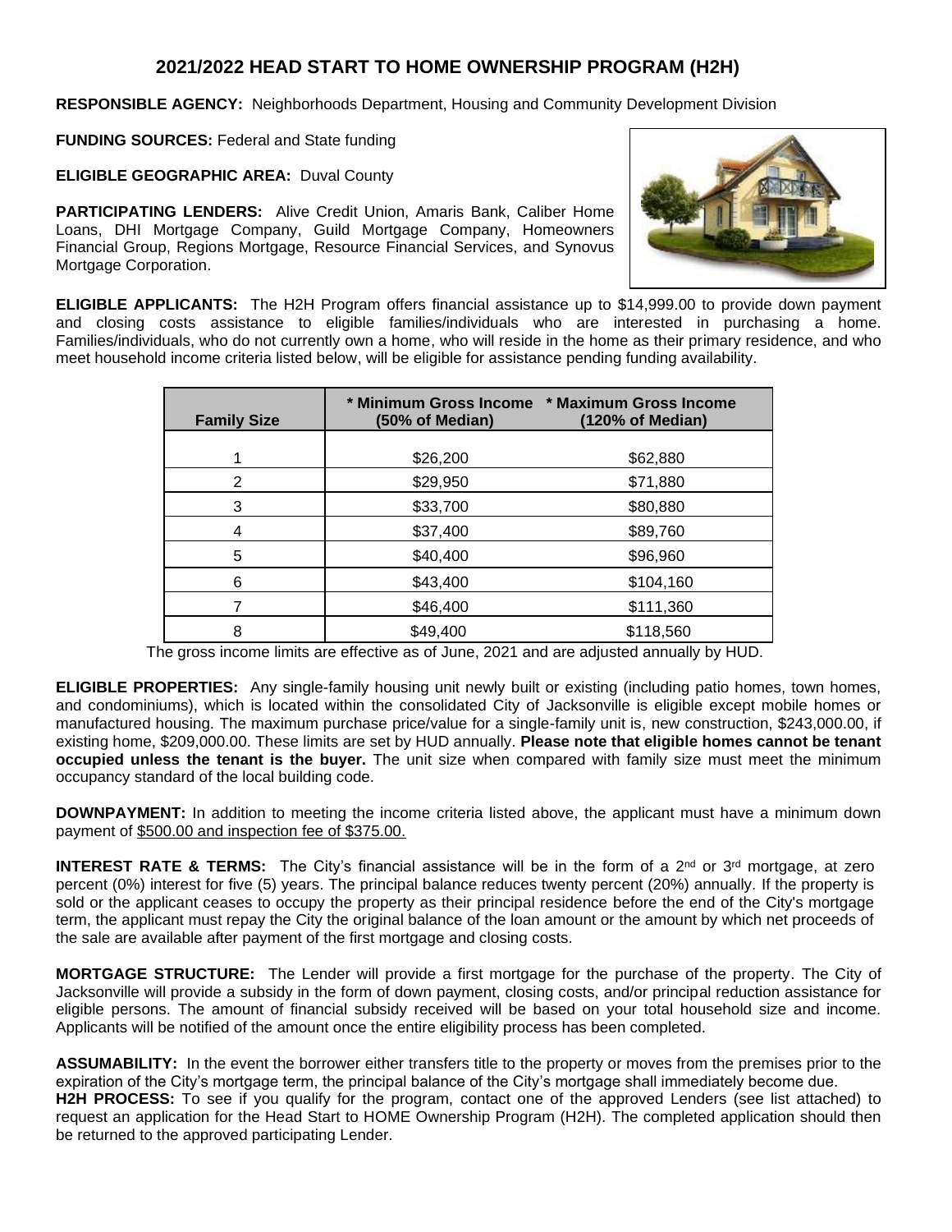# 2021/2022 HEAD START TO HOME OWNERSHIP PROGRAM (H2H)

**RESPONSIBLE AGENCY:** Neighborhoods Department, Housing and Community Development Division

**FUNDING SOURCES:** Federal and State funding

**ELIGIBLE GEOGRAPHIC AREA:** Duval County

**PARTICIPATING LENDERS:** Alive Credit Union, Amaris Bank, Caliber Home Loans, DHI Mortgage Company, Guild Mortgage Company, Homeowners Financial Group, Regions Mortgage, Resource Financial Services, and Synovus Mortgage Corporation.

**ELIGIBLE APPLICANTS:** The H2H Program offers financial assistance up to $14,999.00 to provide down payment and closing costs assistance to eligible families/individuals who are interested in purchasing a home. Families/individuals, who do not currently own a home, who will reside in the home as their primary residence, and who meet household income criteria listed below, will be eligible for assistance pending funding availability.

| Family Size | * Minimum Gross Income (50% of Median) | * Maximum Gross Income (120% of Median) |
|---|---|---|
| 1 | $26,200 | $62,880 |
| 2 | $29,950 | $71,880 |
| 3 | $33,700 | $80,880 |
| 4 | $37,400 | $89,760 |
| 5 | $40,400 | $96,960 |
| 6 | $43,400 | $104,160 |
| 7 | $46,400 | $111,360 |
| 8 | $49,400 | $118,560 |

The gross income limits are effective as of June, 2021 and are adjusted annually by HUD.

**ELIGIBLE PROPERTIES:** Any single-family housing unit newly built or existing (including patio homes, town homes, and condominiums), which is located within the consolidated City of Jacksonville is eligible except mobile homes or manufactured housing. The maximum purchase price/value for a single-family unit is, new construction, $243,000.00, if existing home, $209,000.00. These limits are set by HUD annually. **Please note that eligible homes cannot be tenant occupied unless the tenant is the buyer.** The unit size when compared with family size must meet the minimum occupancy standard of the local building code.

**DOWNPAYMENT:** In addition to meeting the income criteria listed above, the applicant must have a minimum down payment of <u>$500.00 and inspection fee of $375.00.</u>

**INTEREST RATE & TERMS:** The City's financial assistance will be in the form of a 2nd or 3rd mortgage, at zero percent (0%) interest for five (5) years. The principal balance reduces twenty percent (20%) annually. If the property is sold or the applicant ceases to occupy the property as their principal residence before the end of the City's mortgage term, the applicant must repay the City the original balance of the loan amount or the amount by which net proceeds of the sale are available after payment of the first mortgage and closing costs.

**MORTGAGE STRUCTURE:** The Lender will provide a first mortgage for the purchase of the property. The City of Jacksonville will provide a subsidy in the form of down payment, closing costs, and/or principal reduction assistance for eligible persons. The amount of financial subsidy received will be based on your total household size and income. Applicants will be notified of the amount once the entire eligibility process has been completed.

**ASSUMABILITY:** In the event the borrower either transfers title to the property or moves from the premises prior to the expiration of the City's mortgage term, the principal balance of the City's mortgage shall immediately become due.

**H2H PROCESS:** To see if you qualify for the program, contact one of the approved Lenders (see list attached) to request an application for the Head Start to HOME Ownership Program (H2H). The completed application should then be returned to the approved participating Lender.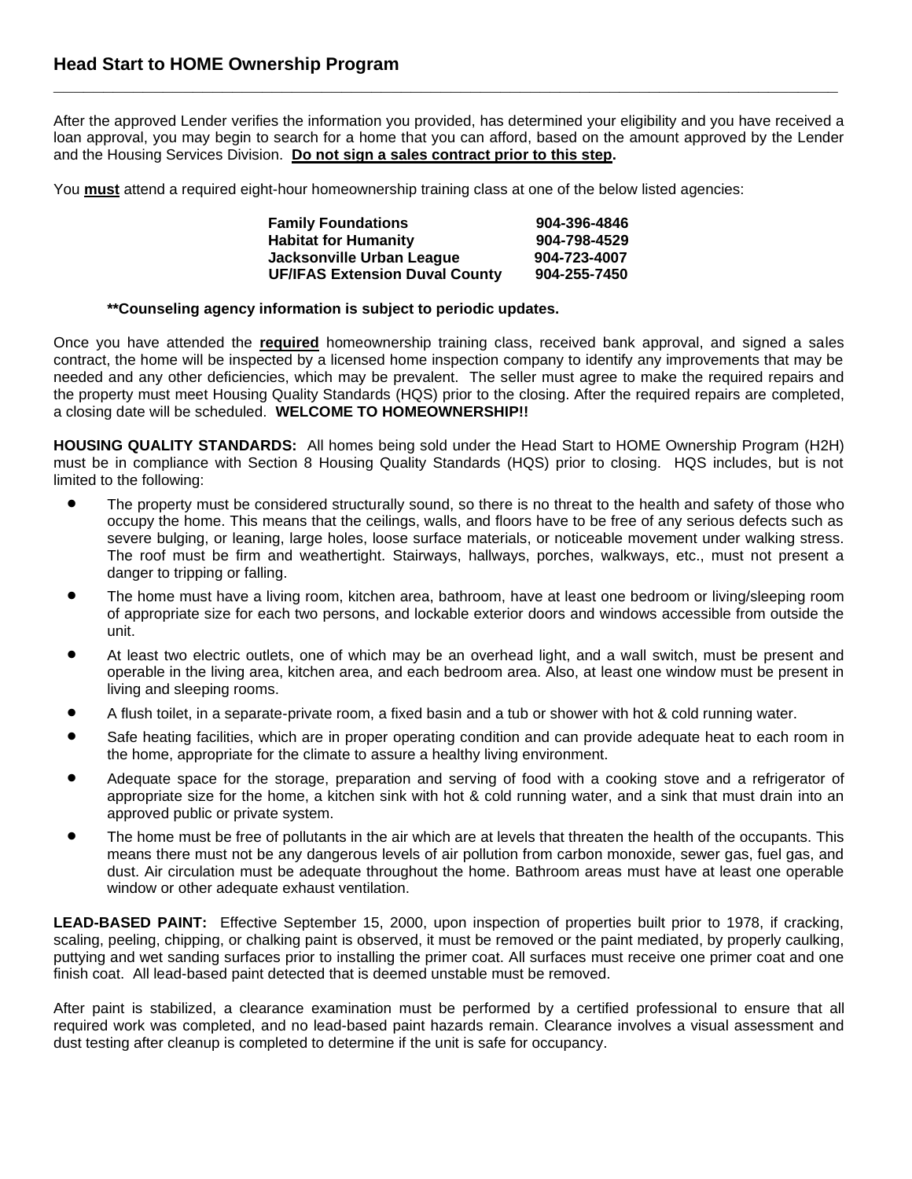## Head Start to HOME Ownership Program

After the approved Lender verifies the information you provided, has determined your eligibility and you have received a loan approval, you may begin to search for a home that you can afford, based on the amount approved by the Lender and the Housing Services Division. **Do not sign a sales contract prior to this step.**

You **must** attend a required eight-hour homeownership training class at one of the below listed agencies:

| | |
|---|---|
| **Family Foundations** | **904-396-4846** |
| **Habitat for Humanity** | **904-798-4529** |
| **Jacksonville Urban League** | **904-723-4007** |
| **UF/IFAS Extension Duval County** | **904-255-7450** |

**\*\*Counseling agency information is subject to periodic updates.**

Once you have attended the **required** homeownership training class, received bank approval, and signed a sales contract, the home will be inspected by a licensed home inspection company to identify any improvements that may be needed and any other deficiencies, which may be prevalent. The seller must agree to make the required repairs and the property must meet Housing Quality Standards (HQS) prior to the closing. After the required repairs are completed, a closing date will be scheduled. **WELCOME TO HOMEOWNERSHIP!!**

**HOUSING QUALITY STANDARDS:** All homes being sold under the Head Start to HOME Ownership Program (H2H) must be in compliance with Section 8 Housing Quality Standards (HQS) prior to closing. HQS includes, but is not limited to the following:

- The property must be considered structurally sound, so there is no threat to the health and safety of those who occupy the home. This means that the ceilings, walls, and floors have to be free of any serious defects such as severe bulging, or leaning, large holes, loose surface materials, or noticeable movement under walking stress. The roof must be firm and weathertight. Stairways, hallways, porches, walkways, etc., must not present a danger to tripping or falling.
- The home must have a living room, kitchen area, bathroom, have at least one bedroom or living/sleeping room of appropriate size for each two persons, and lockable exterior doors and windows accessible from outside the unit.
- At least two electric outlets, one of which may be an overhead light, and a wall switch, must be present and operable in the living area, kitchen area, and each bedroom area. Also, at least one window must be present in living and sleeping rooms.
- A flush toilet, in a separate-private room, a fixed basin and a tub or shower with hot & cold running water.
- Safe heating facilities, which are in proper operating condition and can provide adequate heat to each room in the home, appropriate for the climate to assure a healthy living environment.
- Adequate space for the storage, preparation and serving of food with a cooking stove and a refrigerator of appropriate size for the home, a kitchen sink with hot & cold running water, and a sink that must drain into an approved public or private system.
- The home must be free of pollutants in the air which are at levels that threaten the health of the occupants. This means there must not be any dangerous levels of air pollution from carbon monoxide, sewer gas, fuel gas, and dust. Air circulation must be adequate throughout the home. Bathroom areas must have at least one operable window or other adequate exhaust ventilation.

**LEAD-BASED PAINT:** Effective September 15, 2000, upon inspection of properties built prior to 1978, if cracking, scaling, peeling, chipping, or chalking paint is observed, it must be removed or the paint mediated, by properly caulking, puttying and wet sanding surfaces prior to installing the primer coat. All surfaces must receive one primer coat and one finish coat. All lead-based paint detected that is deemed unstable must be removed.

After paint is stabilized, a clearance examination must be performed by a certified professional to ensure that all required work was completed, and no lead-based paint hazards remain. Clearance involves a visual assessment and dust testing after cleanup is completed to determine if the unit is safe for occupancy.